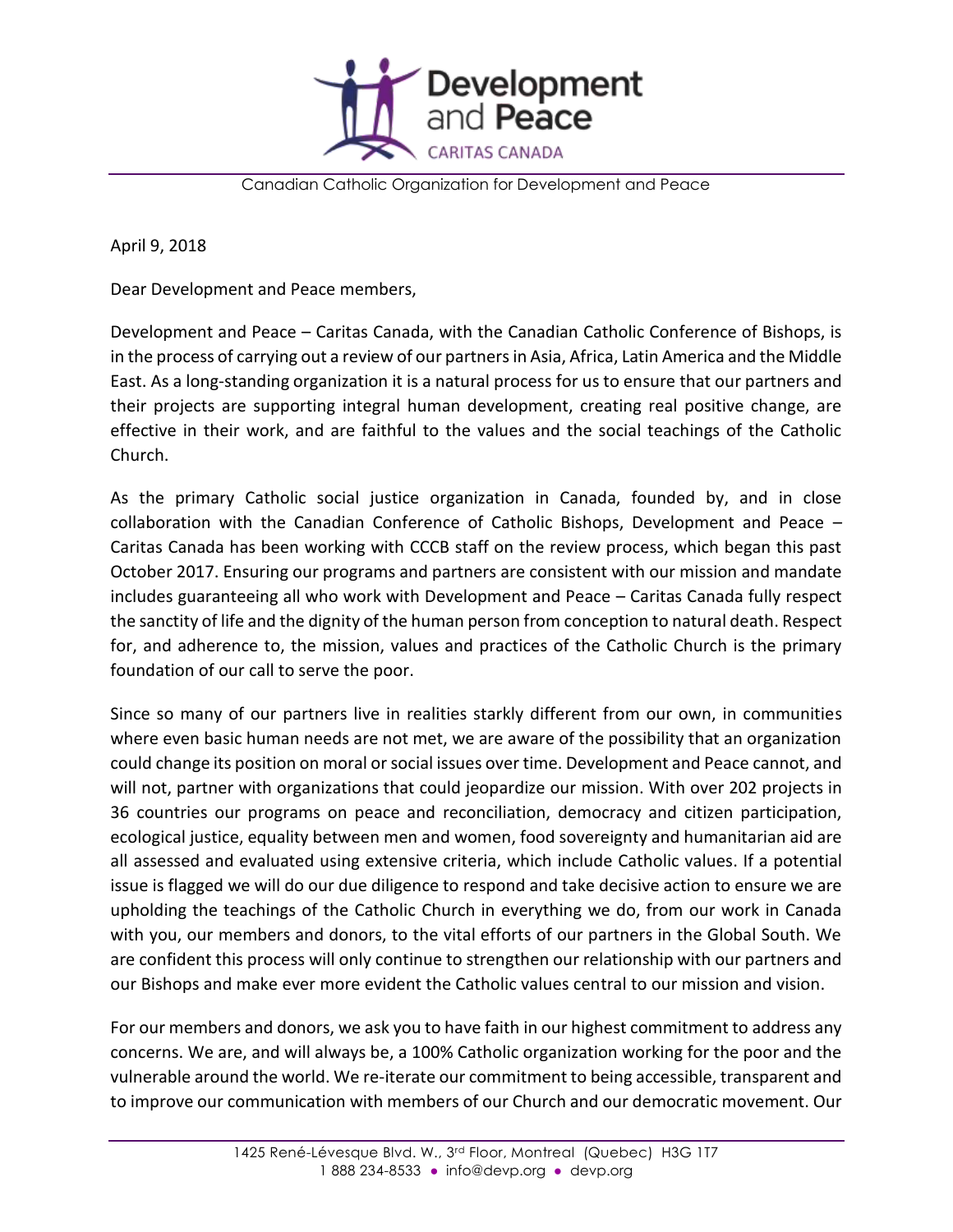Development and Peace
CARITAS CANADA

Canadian Catholic Organization for Development and Peace

April 9, 2018

Dear Development and Peace members,

Development and Peace – Caritas Canada, with the Canadian Catholic Conference of Bishops, is in the process of carrying out a review of our partners in Asia, Africa, Latin America and the Middle East. As a long-standing organization it is a natural process for us to ensure that our partners and their projects are supporting integral human development, creating real positive change, are effective in their work, and are faithful to the values and the social teachings of the Catholic Church.

As the primary Catholic social justice organization in Canada, founded by, and in close collaboration with the Canadian Conference of Catholic Bishops, Development and Peace – Caritas Canada has been working with CCCB staff on the review process, which began this past October 2017. Ensuring our programs and partners are consistent with our mission and mandate includes guaranteeing all who work with Development and Peace – Caritas Canada fully respect the sanctity of life and the dignity of the human person from conception to natural death. Respect for, and adherence to, the mission, values and practices of the Catholic Church is the primary foundation of our call to serve the poor.

Since so many of our partners live in realities starkly different from our own, in communities where even basic human needs are not met, we are aware of the possibility that an organization could change its position on moral or social issues over time. Development and Peace cannot, and will not, partner with organizations that could jeopardize our mission. With over 202 projects in 36 countries our programs on peace and reconciliation, democracy and citizen participation, ecological justice, equality between men and women, food sovereignty and humanitarian aid are all assessed and evaluated using extensive criteria, which include Catholic values. If a potential issue is flagged we will do our due diligence to respond and take decisive action to ensure we are upholding the teachings of the Catholic Church in everything we do, from our work in Canada with you, our members and donors, to the vital efforts of our partners in the Global South. We are confident this process will only continue to strengthen our relationship with our partners and our Bishops and make ever more evident the Catholic values central to our mission and vision.

For our members and donors, we ask you to have faith in our highest commitment to address any concerns. We are, and will always be, a 100% Catholic organization working for the poor and the vulnerable around the world. We re-iterate our commitment to being accessible, transparent and to improve our communication with members of our Church and our democratic movement. Our

1425 René-Lévesque Blvd. W., 3rd Floor, Montreal (Quebec) H3G 1T7
1 888 234-8533 • info@devp.org • devp.org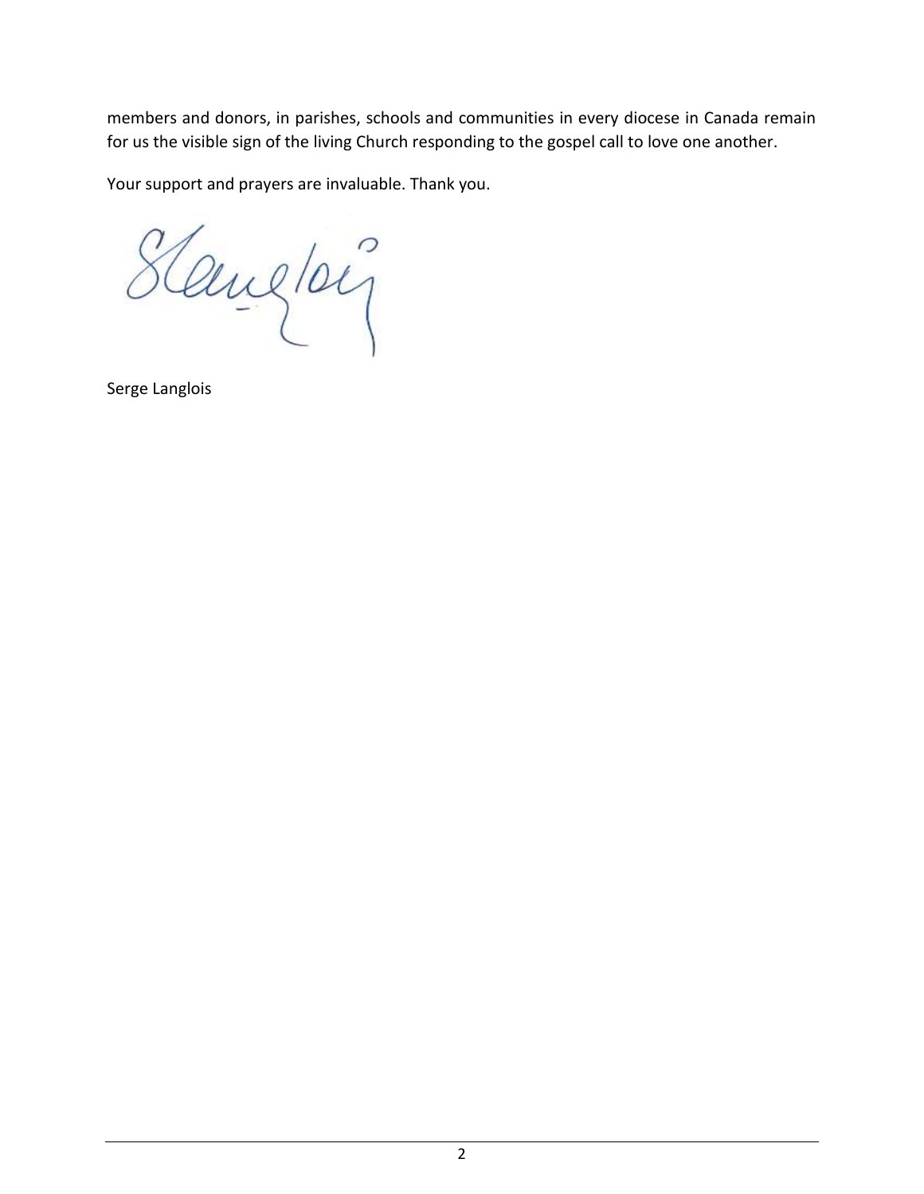members and donors, in parishes, schools and communities in every diocese in Canada remain for us the visible sign of the living Church responding to the gospel call to love one another.

Your support and prayers are invaluable. Thank you.

Serge Langlois